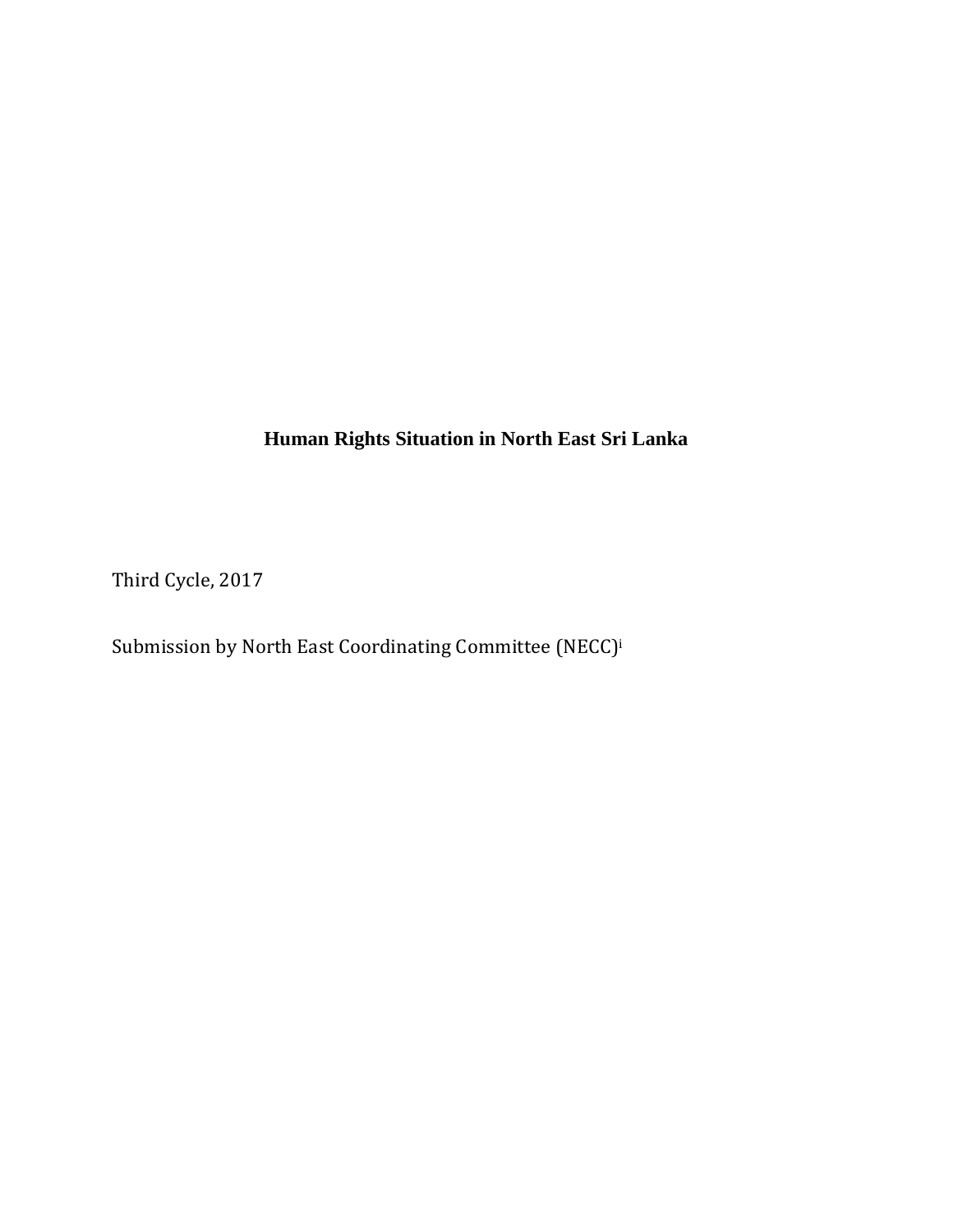# Human Rights Situation in North East Sri Lanka

Third Cycle, 2017

Submission by North East Coordinating Committee (NECC)[i]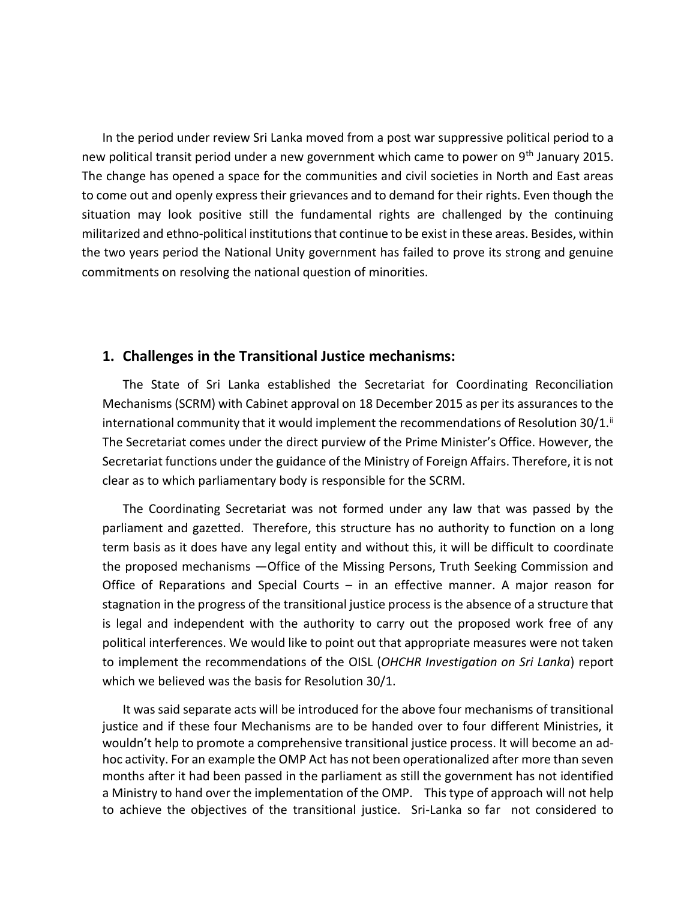In the period under review Sri Lanka moved from a post war suppressive political period to a new political transit period under a new government which came to power on 9th January 2015. The change has opened a space for the communities and civil societies in North and East areas to come out and openly express their grievances and to demand for their rights. Even though the situation may look positive still the fundamental rights are challenged by the continuing militarized and ethno-political institutions that continue to be exist in these areas. Besides, within the two years period the National Unity government has failed to prove its strong and genuine commitments on resolving the national question of minorities.

## 1. Challenges in the Transitional Justice mechanisms:

The State of Sri Lanka established the Secretariat for Coordinating Reconciliation Mechanisms (SCRM) with Cabinet approval on 18 December 2015 as per its assurances to the international community that it would implement the recommendations of Resolution 30/1.[ii] The Secretariat comes under the direct purview of the Prime Minister's Office. However, the Secretariat functions under the guidance of the Ministry of Foreign Affairs. Therefore, it is not clear as to which parliamentary body is responsible for the SCRM.

The Coordinating Secretariat was not formed under any law that was passed by the parliament and gazetted. Therefore, this structure has no authority to function on a long term basis as it does have any legal entity and without this, it will be difficult to coordinate the proposed mechanisms —Office of the Missing Persons, Truth Seeking Commission and Office of Reparations and Special Courts – in an effective manner. A major reason for stagnation in the progress of the transitional justice process is the absence of a structure that is legal and independent with the authority to carry out the proposed work free of any political interferences. We would like to point out that appropriate measures were not taken to implement the recommendations of the OISL (*OHCHR Investigation on Sri Lanka*) report which we believed was the basis for Resolution 30/1.

It was said separate acts will be introduced for the above four mechanisms of transitional justice and if these four Mechanisms are to be handed over to four different Ministries, it wouldn't help to promote a comprehensive transitional justice process. It will become an ad-hoc activity. For an example the OMP Act has not been operationalized after more than seven months after it had been passed in the parliament as still the government has not identified a Ministry to hand over the implementation of the OMP. This type of approach will not help to achieve the objectives of the transitional justice. Sri-Lanka so far not considered to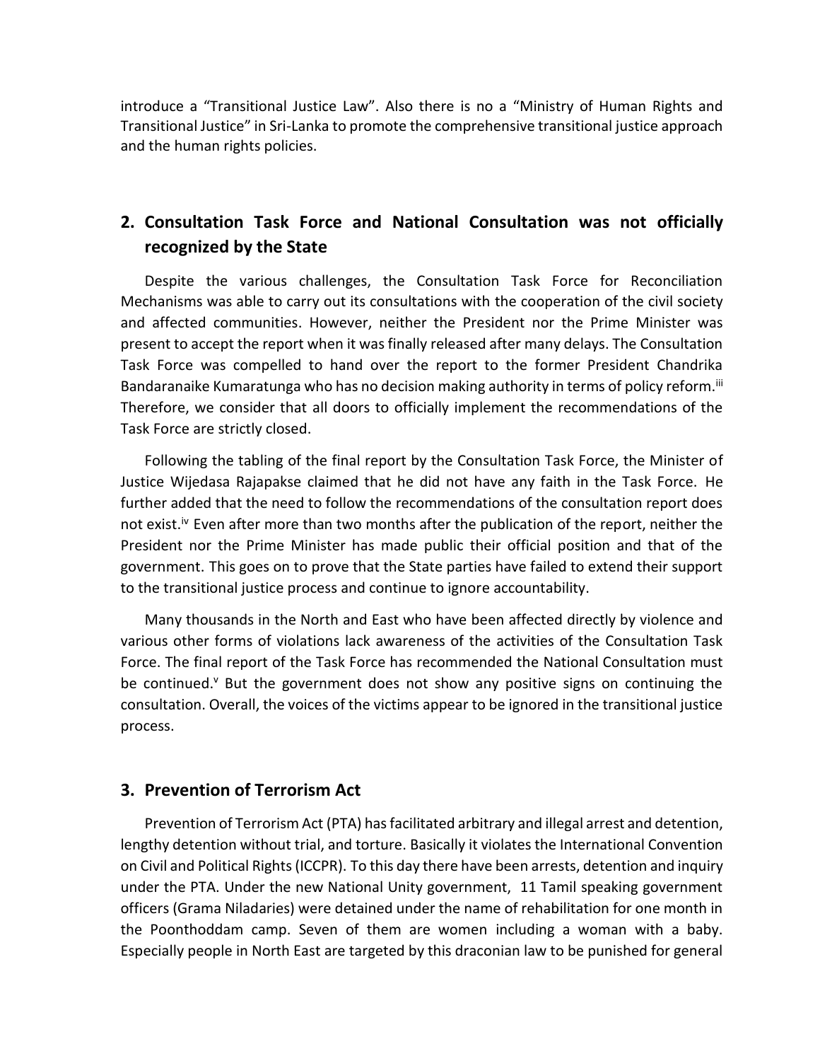introduce a "Transitional Justice Law". Also there is no a "Ministry of Human Rights and Transitional Justice" in Sri-Lanka to promote the comprehensive transitional justice approach and the human rights policies.

## 2. Consultation Task Force and National Consultation was not officially recognized by the State

Despite the various challenges, the Consultation Task Force for Reconciliation Mechanisms was able to carry out its consultations with the cooperation of the civil society and affected communities. However, neither the President nor the Prime Minister was present to accept the report when it was finally released after many delays. The Consultation Task Force was compelled to hand over the report to the former President Chandrika Bandaranaike Kumaratunga who has no decision making authority in terms of policy reform.[iii] Therefore, we consider that all doors to officially implement the recommendations of the Task Force are strictly closed.

Following the tabling of the final report by the Consultation Task Force, the Minister of Justice Wijedasa Rajapakse claimed that he did not have any faith in the Task Force. He further added that the need to follow the recommendations of the consultation report does not exist.[iv] Even after more than two months after the publication of the report, neither the President nor the Prime Minister has made public their official position and that of the government. This goes on to prove that the State parties have failed to extend their support to the transitional justice process and continue to ignore accountability.

Many thousands in the North and East who have been affected directly by violence and various other forms of violations lack awareness of the activities of the Consultation Task Force. The final report of the Task Force has recommended the National Consultation must be continued.[v] But the government does not show any positive signs on continuing the consultation. Overall, the voices of the victims appear to be ignored in the transitional justice process.

## 3. Prevention of Terrorism Act

Prevention of Terrorism Act (PTA) has facilitated arbitrary and illegal arrest and detention, lengthy detention without trial, and torture. Basically it violates the International Convention on Civil and Political Rights (ICCPR). To this day there have been arrests, detention and inquiry under the PTA. Under the new National Unity government, 11 Tamil speaking government officers (Grama Niladaries) were detained under the name of rehabilitation for one month in the Poonthoddam camp. Seven of them are women including a woman with a baby. Especially people in North East are targeted by this draconian law to be punished for general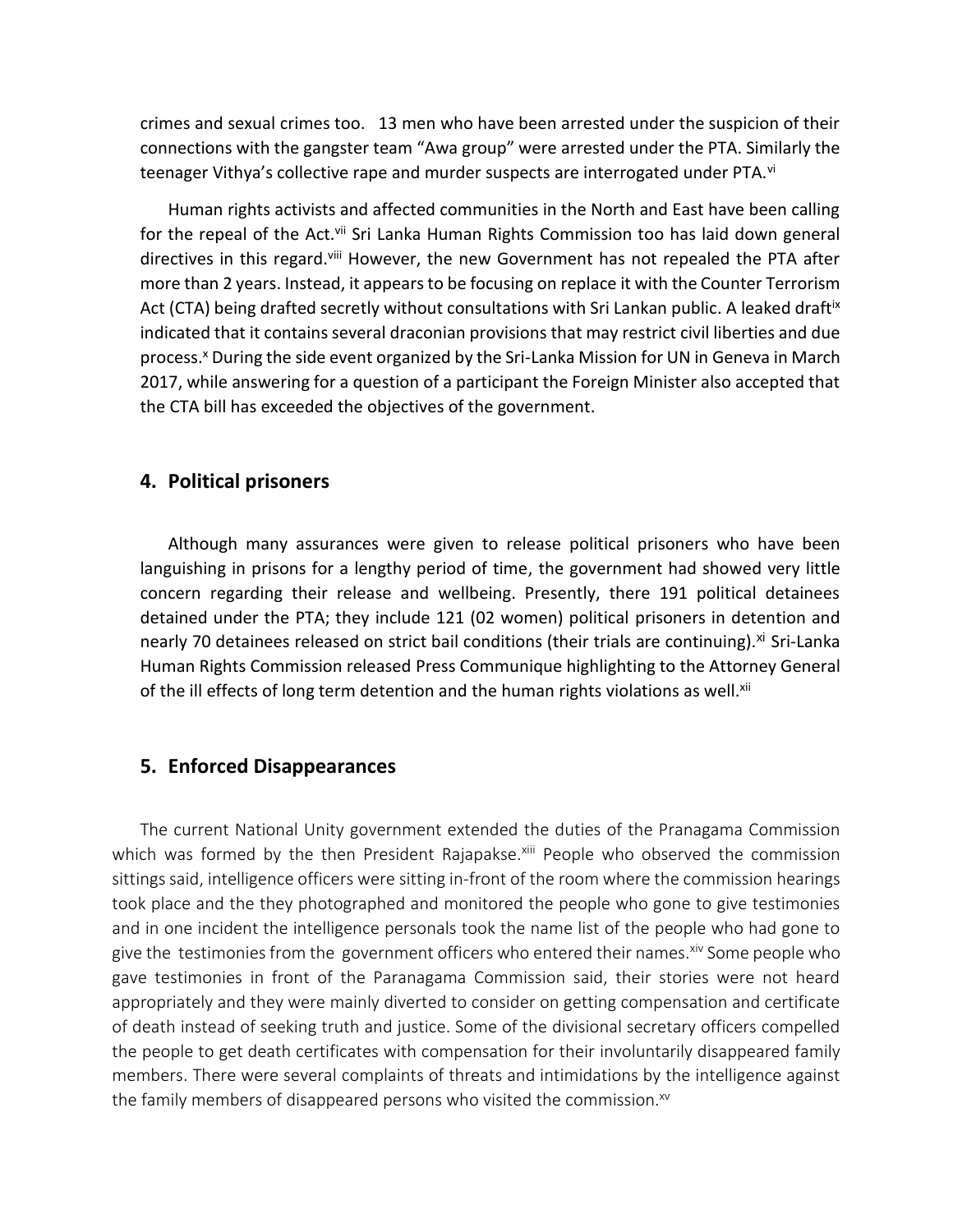crimes and sexual crimes too.  13 men who have been arrested under the suspicion of their connections with the gangster team "Awa group" were arrested under the PTA. Similarly the teenager Vithya's collective rape and murder suspects are interrogated under PTA.[vi]

Human rights activists and affected communities in the North and East have been calling for the repeal of the Act.[vii] Sri Lanka Human Rights Commission too has laid down general directives in this regard.[viii] However, the new Government has not repealed the PTA after more than 2 years. Instead, it appears to be focusing on replace it with the Counter Terrorism Act (CTA) being drafted secretly without consultations with Sri Lankan public. A leaked draft[ix] indicated that it contains several draconian provisions that may restrict civil liberties and due process.[x] During the side event organized by the Sri-Lanka Mission for UN in Geneva in March 2017, while answering for a question of a participant the Foreign Minister also accepted that the CTA bill has exceeded the objectives of the government.

## 4. Political prisoners

Although many assurances were given to release political prisoners who have been languishing in prisons for a lengthy period of time, the government had showed very little concern regarding their release and wellbeing. Presently, there 191 political detainees detained under the PTA; they include 121 (02 women) political prisoners in detention and nearly 70 detainees released on strict bail conditions (their trials are continuing).[xi] Sri-Lanka Human Rights Commission released Press Communique highlighting to the Attorney General of the ill effects of long term detention and the human rights violations as well.[xii]

## 5. Enforced Disappearances

The current National Unity government extended the duties of the Pranagama Commission which was formed by the then President Rajapakse.[xiii] People who observed the commission sittings said, intelligence officers were sitting in-front of the room where the commission hearings took place and the they photographed and monitored the people who gone to give testimonies and in one incident the intelligence personals took the name list of the people who had gone to give the testimonies from the government officers who entered their names.[xiv] Some people who gave testimonies in front of the Paranagama Commission said, their stories were not heard appropriately and they were mainly diverted to consider on getting compensation and certificate of death instead of seeking truth and justice. Some of the divisional secretary officers compelled the people to get death certificates with compensation for their involuntarily disappeared family members. There were several complaints of threats and intimidations by the intelligence against the family members of disappeared persons who visited the commission.[xv]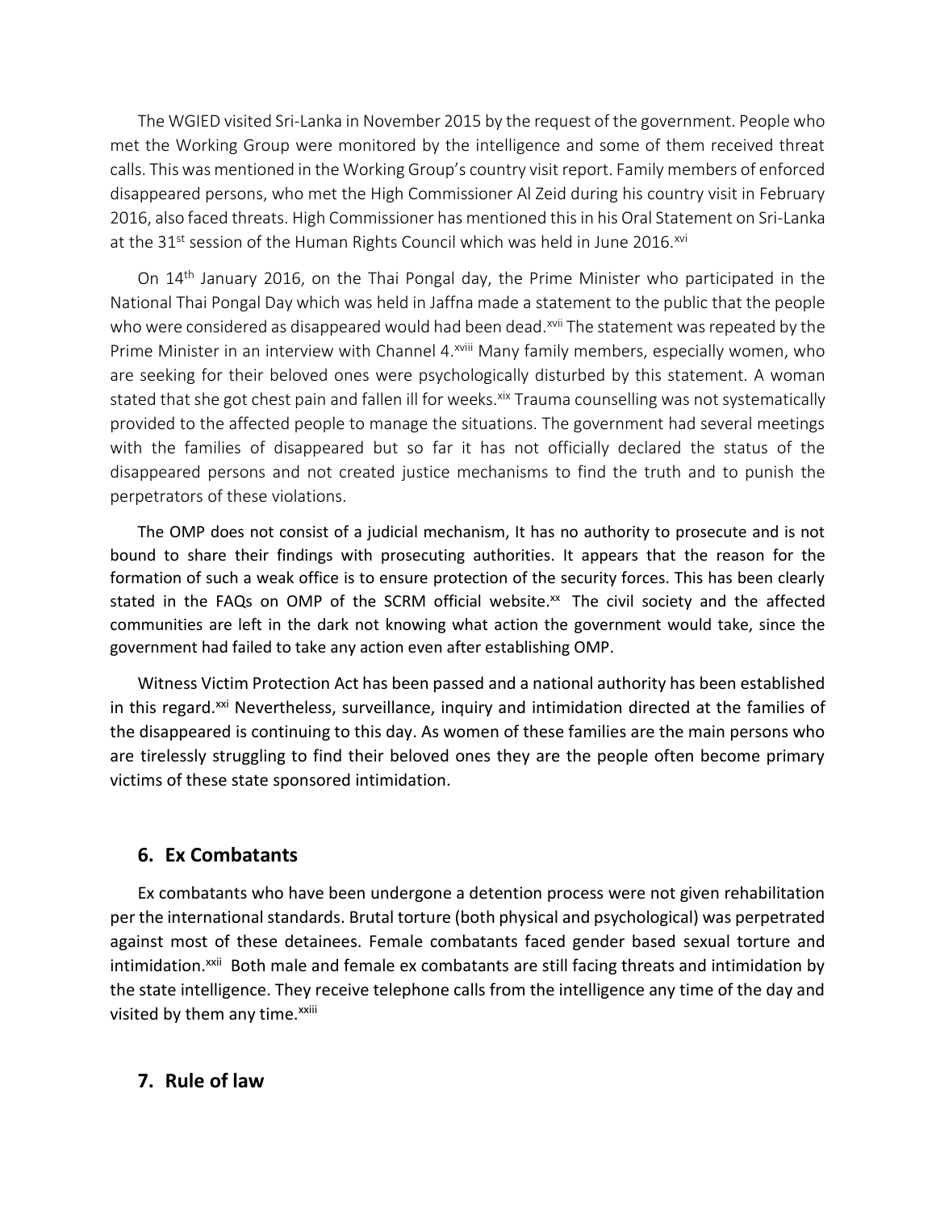The WGIED visited Sri-Lanka in November 2015 by the request of the government. People who met the Working Group were monitored by the intelligence and some of them received threat calls. This was mentioned in the Working Group's country visit report. Family members of enforced disappeared persons, who met the High Commissioner Al Zeid during his country visit in February 2016, also faced threats. High Commissioner has mentioned this in his Oral Statement on Sri-Lanka at the 31st session of the Human Rights Council which was held in June 2016.[xvi]

On 14th January 2016, on the Thai Pongal day, the Prime Minister who participated in the National Thai Pongal Day which was held in Jaffna made a statement to the public that the people who were considered as disappeared would had been dead.[xvii] The statement was repeated by the Prime Minister in an interview with Channel 4.[xviii] Many family members, especially women, who are seeking for their beloved ones were psychologically disturbed by this statement. A woman stated that she got chest pain and fallen ill for weeks.[xix] Trauma counselling was not systematically provided to the affected people to manage the situations. The government had several meetings with the families of disappeared but so far it has not officially declared the status of the disappeared persons and not created justice mechanisms to find the truth and to punish the perpetrators of these violations.

The OMP does not consist of a judicial mechanism, It has no authority to prosecute and is not bound to share their findings with prosecuting authorities. It appears that the reason for the formation of such a weak office is to ensure protection of the security forces. This has been clearly stated in the FAQs on OMP of the SCRM official website.[xx] The civil society and the affected communities are left in the dark not knowing what action the government would take, since the government had failed to take any action even after establishing OMP.

Witness Victim Protection Act has been passed and a national authority has been established in this regard.[xxi] Nevertheless, surveillance, inquiry and intimidation directed at the families of the disappeared is continuing to this day. As women of these families are the main persons who are tirelessly struggling to find their beloved ones they are the people often become primary victims of these state sponsored intimidation.

## 6. Ex Combatants

Ex combatants who have been undergone a detention process were not given rehabilitation per the international standards. Brutal torture (both physical and psychological) was perpetrated against most of these detainees. Female combatants faced gender based sexual torture and intimidation.[xxii] Both male and female ex combatants are still facing threats and intimidation by the state intelligence. They receive telephone calls from the intelligence any time of the day and visited by them any time.[xxiii]

## 7. Rule of law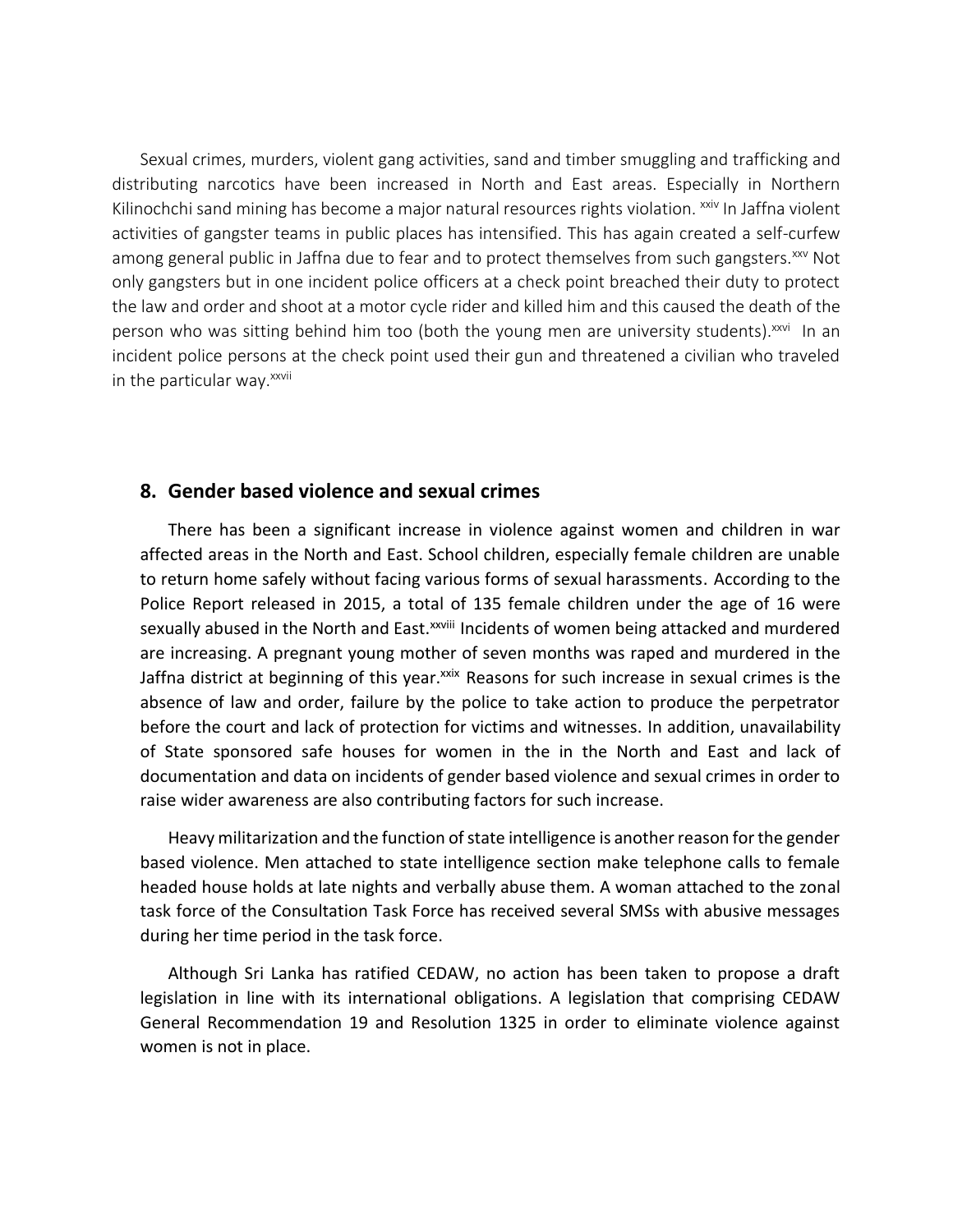Sexual crimes, murders, violent gang activities, sand and timber smuggling and trafficking and distributing narcotics have been increased in North and East areas. Especially in Northern Kilinochchi sand mining has become a major natural resources rights violation. [xxiv] In Jaffna violent activities of gangster teams in public places has intensified. This has again created a self-curfew among general public in Jaffna due to fear and to protect themselves from such gangsters.[xxv] Not only gangsters but in one incident police officers at a check point breached their duty to protect the law and order and shoot at a motor cycle rider and killed him and this caused the death of the person who was sitting behind him too (both the young men are university students).[xxvi] In an incident police persons at the check point used their gun and threatened a civilian who traveled in the particular way.[xxvii]

## 8. Gender based violence and sexual crimes

There has been a significant increase in violence against women and children in war affected areas in the North and East. School children, especially female children are unable to return home safely without facing various forms of sexual harassments. According to the Police Report released in 2015, a total of 135 female children under the age of 16 were sexually abused in the North and East.[xxviii] Incidents of women being attacked and murdered are increasing. A pregnant young mother of seven months was raped and murdered in the Jaffna district at beginning of this year.[xxix] Reasons for such increase in sexual crimes is the absence of law and order, failure by the police to take action to produce the perpetrator before the court and lack of protection for victims and witnesses. In addition, unavailability of State sponsored safe houses for women in the in the North and East and lack of documentation and data on incidents of gender based violence and sexual crimes in order to raise wider awareness are also contributing factors for such increase.

Heavy militarization and the function of state intelligence is another reason for the gender based violence. Men attached to state intelligence section make telephone calls to female headed house holds at late nights and verbally abuse them. A woman attached to the zonal task force of the Consultation Task Force has received several SMSs with abusive messages during her time period in the task force.

Although Sri Lanka has ratified CEDAW, no action has been taken to propose a draft legislation in line with its international obligations. A legislation that comprising CEDAW General Recommendation 19 and Resolution 1325 in order to eliminate violence against women is not in place.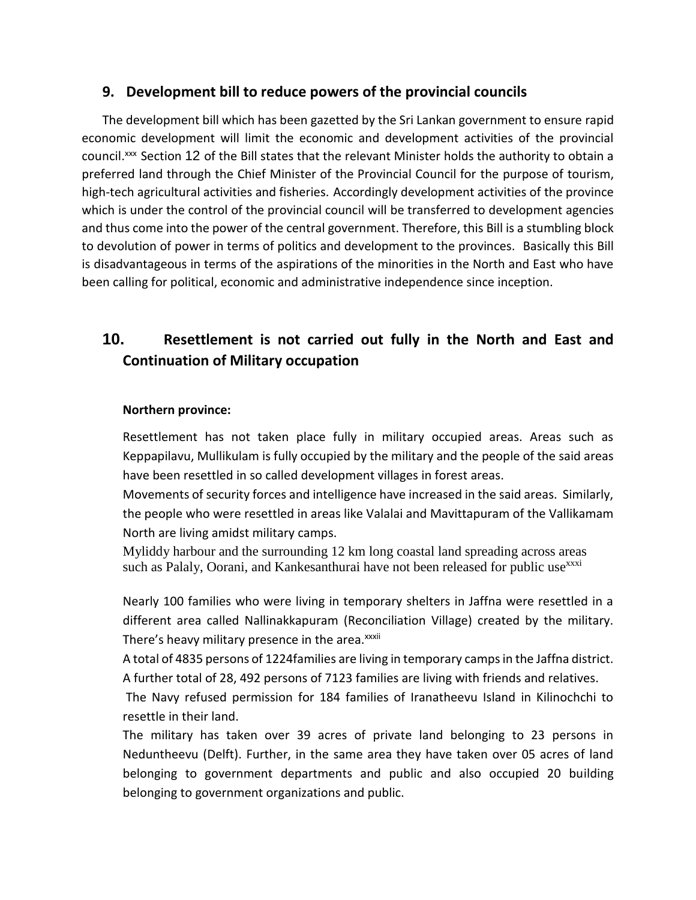## 9. Development bill to reduce powers of the provincial councils

The development bill which has been gazetted by the Sri Lankan government to ensure rapid economic development will limit the economic and development activities of the provincial council.[xxx] Section 12 of the Bill states that the relevant Minister holds the authority to obtain a preferred land through the Chief Minister of the Provincial Council for the purpose of tourism, high-tech agricultural activities and fisheries. Accordingly development activities of the province which is under the control of the provincial council will be transferred to development agencies and thus come into the power of the central government. Therefore, this Bill is a stumbling block to devolution of power in terms of politics and development to the provinces. Basically this Bill is disadvantageous in terms of the aspirations of the minorities in the North and East who have been calling for political, economic and administrative independence since inception.

## 10. Resettlement is not carried out fully in the North and East and Continuation of Military occupation

**Northern province:**

Resettlement has not taken place fully in military occupied areas. Areas such as Keppapilavu, Mullikulam is fully occupied by the military and the people of the said areas have been resettled in so called development villages in forest areas.

Movements of security forces and intelligence have increased in the said areas. Similarly, the people who were resettled in areas like Valalai and Mavittapuram of the Vallikamam North are living amidst military camps.

Myliddy harbour and the surrounding 12 km long coastal land spreading across areas such as Palaly, Oorani, and Kankesanthurai have not been released for public use[xxxi]

Nearly 100 families who were living in temporary shelters in Jaffna were resettled in a different area called Nallinakkapuram (Reconciliation Village) created by the military. There's heavy military presence in the area.[xxxii]

A total of 4835 persons of 1224families are living in temporary camps in the Jaffna district. A further total of 28, 492 persons of 7123 families are living with friends and relatives.

The Navy refused permission for 184 families of Iranatheevu Island in Kilinochchi to resettle in their land.

The military has taken over 39 acres of private land belonging to 23 persons in Neduntheevu (Delft). Further, in the same area they have taken over 05 acres of land belonging to government departments and public and also occupied 20 building belonging to government organizations and public.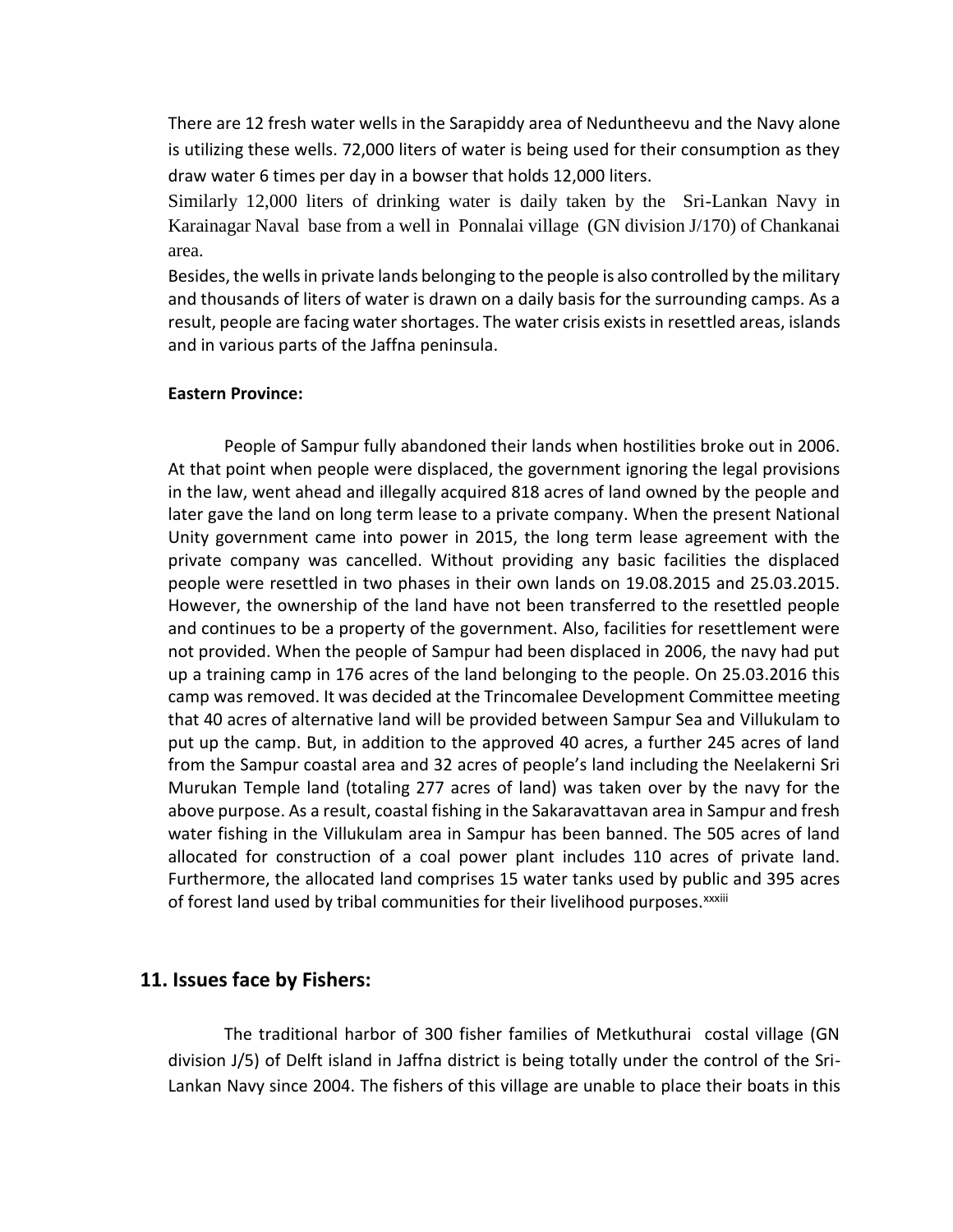There are 12 fresh water wells in the Sarapiddy area of Neduntheevu and the Navy alone is utilizing these wells. 72,000 liters of water is being used for their consumption as they draw water 6 times per day in a bowser that holds 12,000 liters.

Similarly 12,000 liters of drinking water is daily taken by the Sri-Lankan Navy in Karainagar Naval base from a well in Ponnalai village (GN division J/170) of Chankanai area.

Besides, the wells in private lands belonging to the people is also controlled by the military and thousands of liters of water is drawn on a daily basis for the surrounding camps. As a result, people are facing water shortages. The water crisis exists in resettled areas, islands and in various parts of the Jaffna peninsula.

**Eastern Province:**

People of Sampur fully abandoned their lands when hostilities broke out in 2006. At that point when people were displaced, the government ignoring the legal provisions in the law, went ahead and illegally acquired 818 acres of land owned by the people and later gave the land on long term lease to a private company. When the present National Unity government came into power in 2015, the long term lease agreement with the private company was cancelled. Without providing any basic facilities the displaced people were resettled in two phases in their own lands on 19.08.2015 and 25.03.2015. However, the ownership of the land have not been transferred to the resettled people and continues to be a property of the government. Also, facilities for resettlement were not provided. When the people of Sampur had been displaced in 2006, the navy had put up a training camp in 176 acres of the land belonging to the people. On 25.03.2016 this camp was removed. It was decided at the Trincomalee Development Committee meeting that 40 acres of alternative land will be provided between Sampur Sea and Villukulam to put up the camp. But, in addition to the approved 40 acres, a further 245 acres of land from the Sampur coastal area and 32 acres of people's land including the Neelakerni Sri Murukan Temple land (totaling 277 acres of land) was taken over by the navy for the above purpose. As a result, coastal fishing in the Sakaravattavan area in Sampur and fresh water fishing in the Villukulam area in Sampur has been banned. The 505 acres of land allocated for construction of a coal power plant includes 110 acres of private land. Furthermore, the allocated land comprises 15 water tanks used by public and 395 acres of forest land used by tribal communities for their livelihood purposes.[xxxiii]

## 11. Issues face by Fishers:

The traditional harbor of 300 fisher families of Metkuthurai costal village (GN division J/5) of Delft island in Jaffna district is being totally under the control of the Sri-Lankan Navy since 2004. The fishers of this village are unable to place their boats in this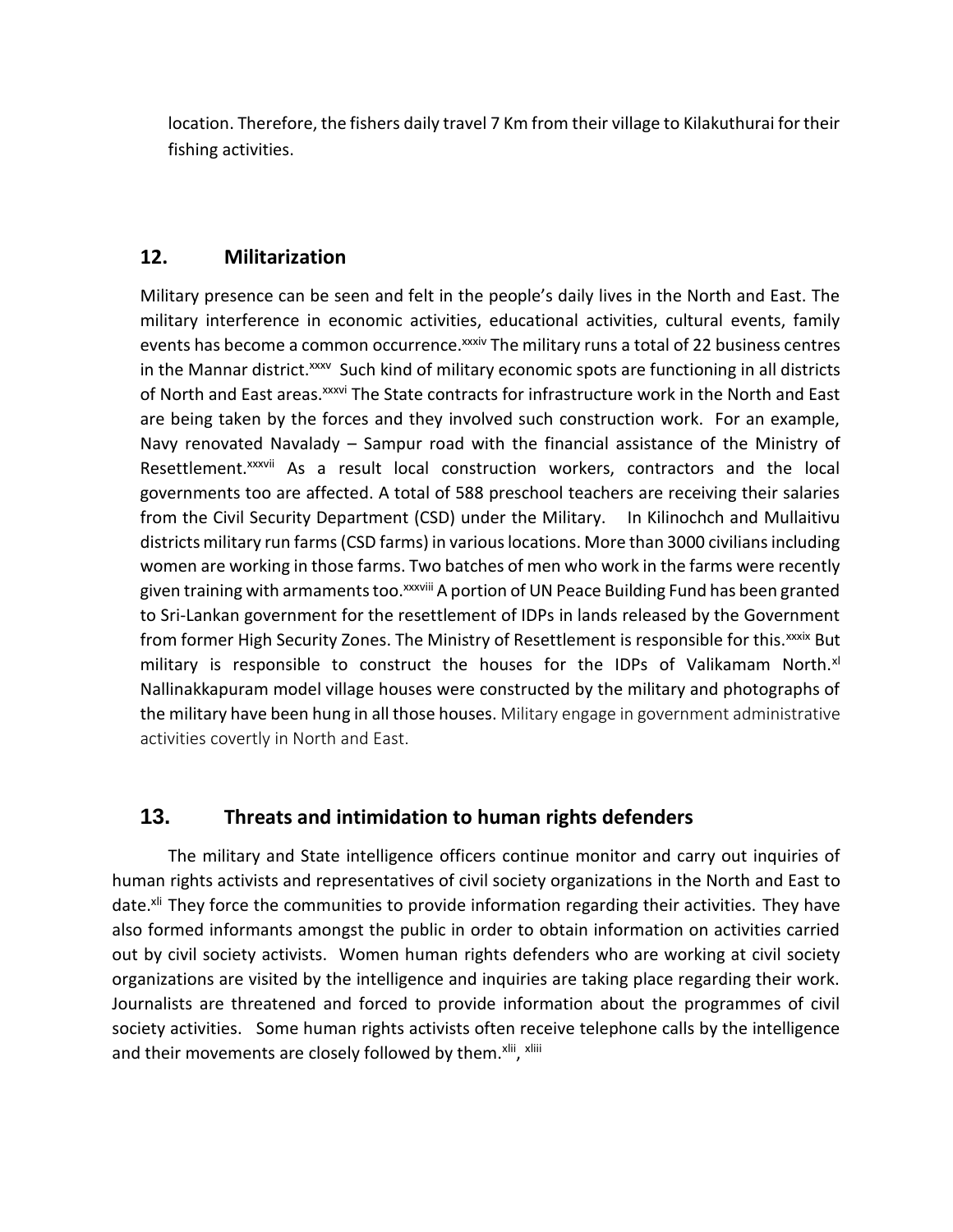location. Therefore, the fishers daily travel 7 Km from their village to Kilakuthurai for their fishing activities.

## 12. Militarization

Military presence can be seen and felt in the people's daily lives in the North and East. The military interference in economic activities, educational activities, cultural events, family events has become a common occurrence.[xxxiv] The military runs a total of 22 business centres in the Mannar district.[xxxv] Such kind of military economic spots are functioning in all districts of North and East areas.[xxxvi] The State contracts for infrastructure work in the North and East are being taken by the forces and they involved such construction work. For an example, Navy renovated Navalady – Sampur road with the financial assistance of the Ministry of Resettlement.[xxxvii] As a result local construction workers, contractors and the local governments too are affected. A total of 588 preschool teachers are receiving their salaries from the Civil Security Department (CSD) under the Military. In Kilinochch and Mullaitivu districts military run farms (CSD farms) in various locations. More than 3000 civilians including women are working in those farms. Two batches of men who work in the farms were recently given training with armaments too.[xxxviii] A portion of UN Peace Building Fund has been granted to Sri-Lankan government for the resettlement of IDPs in lands released by the Government from former High Security Zones. The Ministry of Resettlement is responsible for this.[xxxix] But military is responsible to construct the houses for the IDPs of Valikamam North.[xl] Nallinakkapuram model village houses were constructed by the military and photographs of the military have been hung in all those houses. Military engage in government administrative activities covertly in North and East.

## 13. Threats and intimidation to human rights defenders

The military and State intelligence officers continue monitor and carry out inquiries of human rights activists and representatives of civil society organizations in the North and East to date.[xli] They force the communities to provide information regarding their activities. They have also formed informants amongst the public in order to obtain information on activities carried out by civil society activists. Women human rights defenders who are working at civil society organizations are visited by the intelligence and inquiries are taking place regarding their work. Journalists are threatened and forced to provide information about the programmes of civil society activities. Some human rights activists often receive telephone calls by the intelligence and their movements are closely followed by them.[xlii], [xliii]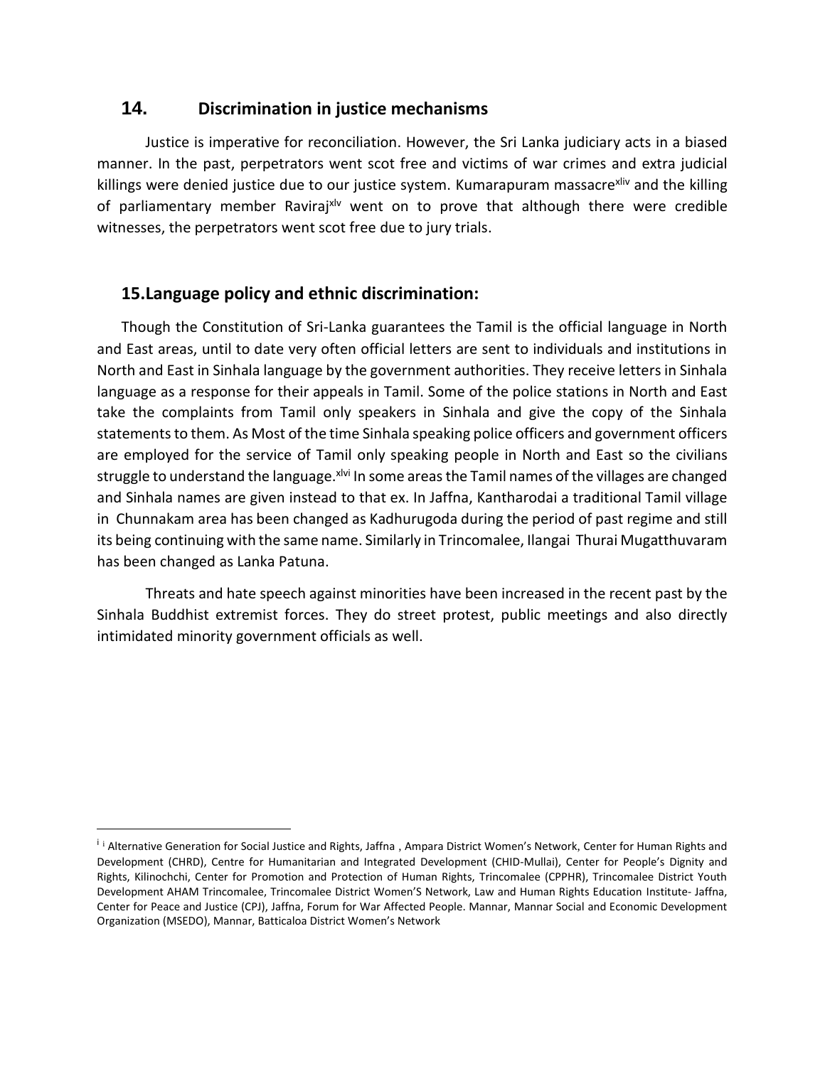## 14. Discrimination in justice mechanisms

Justice is imperative for reconciliation. However, the Sri Lanka judiciary acts in a biased manner. In the past, perpetrators went scot free and victims of war crimes and extra judicial killings were denied justice due to our justice system. Kumarapuram massacre[xliv] and the killing of parliamentary member Raviraj[xlv] went on to prove that although there were credible witnesses, the perpetrators went scot free due to jury trials.

## 15. Language policy and ethnic discrimination:

Though the Constitution of Sri-Lanka guarantees the Tamil is the official language in North and East areas, until to date very often official letters are sent to individuals and institutions in North and East in Sinhala language by the government authorities. They receive letters in Sinhala language as a response for their appeals in Tamil. Some of the police stations in North and East take the complaints from Tamil only speakers in Sinhala and give the copy of the Sinhala statements to them. As Most of the time Sinhala speaking police officers and government officers are employed for the service of Tamil only speaking people in North and East so the civilians struggle to understand the language.[xlvi] In some areas the Tamil names of the villages are changed and Sinhala names are given instead to that ex. In Jaffna, Kantharodai a traditional Tamil village in Chunnakam area has been changed as Kadhurugoda during the period of past regime and still its being continuing with the same name. Similarly in Trincomalee, Ilangai Thurai Mugatthuvaram has been changed as Lanka Patuna.

Threats and hate speech against minorities have been increased in the recent past by the Sinhala Buddhist extremist forces. They do street protest, public meetings and also directly intimidated minority government officials as well.

---

[i] i Alternative Generation for Social Justice and Rights, Jaffna , Ampara District Women's Network, Center for Human Rights and Development (CHRD), Centre for Humanitarian and Integrated Development (CHID-Mullai), Center for People's Dignity and Rights, Kilinochchi, Center for Promotion and Protection of Human Rights, Trincomalee (CPPHR), Trincomalee District Youth Development AHAM Trincomalee, Trincomalee District Women'S Network, Law and Human Rights Education Institute- Jaffna, Center for Peace and Justice (CPJ), Jaffna, Forum for War Affected People. Mannar, Mannar Social and Economic Development Organization (MSEDO), Mannar, Batticaloa District Women's Network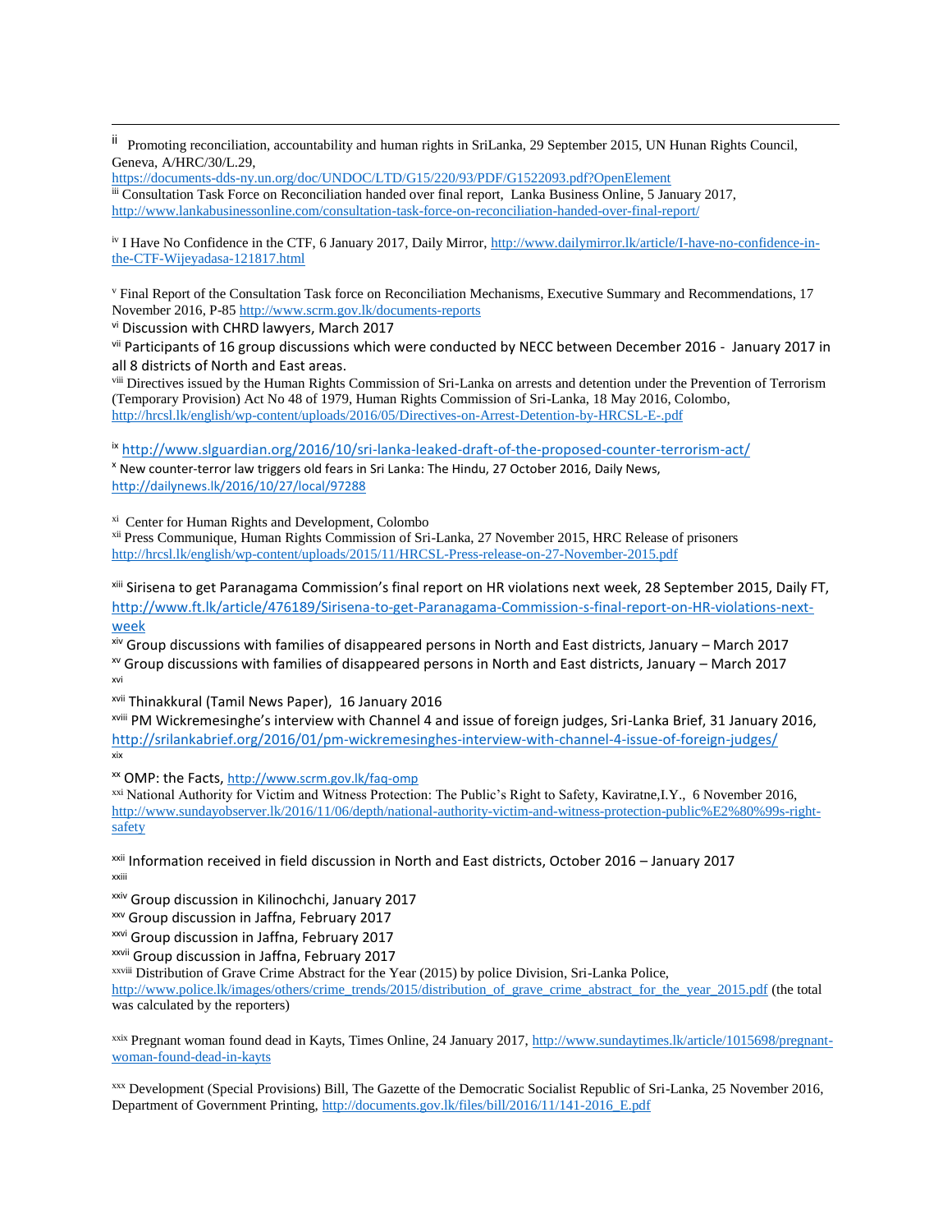[ii] Promoting reconciliation, accountability and human rights in SriLanka, 29 September 2015, UN Hunan Rights Council, Geneva, A/HRC/30/L.29, https://documents-dds-ny.un.org/doc/UNDOC/LTD/G15/220/93/PDF/G1522093.pdf?OpenElement

[iii] Consultation Task Force on Reconciliation handed over final report, Lanka Business Online, 5 January 2017, http://www.lankabusinessonline.com/consultation-task-force-on-reconciliation-handed-over-final-report/

[iv] I Have No Confidence in the CTF, 6 January 2017, Daily Mirror, http://www.dailymirror.lk/article/I-have-no-confidence-in-the-CTF-Wijeyadasa-121817.html

[v] Final Report of the Consultation Task force on Reconciliation Mechanisms, Executive Summary and Recommendations, 17 November 2016, P-85 http://www.scrm.gov.lk/documents-reports

[vi] Discussion with CHRD lawyers, March 2017

[vii] Participants of 16 group discussions which were conducted by NECC between December 2016 - January 2017 in all 8 districts of North and East areas.

[viii] Directives issued by the Human Rights Commission of Sri-Lanka on arrests and detention under the Prevention of Terrorism (Temporary Provision) Act No 48 of 1979, Human Rights Commission of Sri-Lanka, 18 May 2016, Colombo, http://hrcsl.lk/english/wp-content/uploads/2016/05/Directives-on-Arrest-Detention-by-HRCSL-E-.pdf

[ix] http://www.slguardian.org/2016/10/sri-lanka-leaked-draft-of-the-proposed-counter-terrorism-act/

[x] New counter-terror law triggers old fears in Sri Lanka: The Hindu, 27 October 2016, Daily News, http://dailynews.lk/2016/10/27/local/97288

[xi] Center for Human Rights and Development, Colombo

[xii] Press Communique, Human Rights Commission of Sri-Lanka, 27 November 2015, HRC Release of prisoners http://hrcsl.lk/english/wp-content/uploads/2015/11/HRCSL-Press-release-on-27-November-2015.pdf

[xiii] Sirisena to get Paranagama Commission's final report on HR violations next week, 28 September 2015, Daily FT, http://www.ft.lk/article/476189/Sirisena-to-get-Paranagama-Commission-s-final-report-on-HR-violations-next-week

[xiv] Group discussions with families of disappeared persons in North and East districts, January – March 2017

[xv] Group discussions with families of disappeared persons in North and East districts, January – March 2017

[xvi]

[xvii] Thinakkural (Tamil News Paper), 16 January 2016

[xviii] PM Wickremesinghe's interview with Channel 4 and issue of foreign judges, Sri-Lanka Brief, 31 January 2016, http://srilankabrief.org/2016/01/pm-wickremesinghes-interview-with-channel-4-issue-of-foreign-judges/

[xix]

[xx] OMP: the Facts, http://www.scrm.gov.lk/faq-omp

[xxi] National Authority for Victim and Witness Protection: The Public's Right to Safety, Kaviratne,I.Y., 6 November 2016, http://www.sundayobserver.lk/2016/11/06/depth/national-authority-victim-and-witness-protection-public%E2%80%99s-right-safety

[xxii] Information received in field discussion in North and East districts, October 2016 – January 2017

[xxiii]

[xxiv] Group discussion in Kilinochchi, January 2017

[xxv] Group discussion in Jaffna, February 2017

[xxvi] Group discussion in Jaffna, February 2017

[xxvii] Group discussion in Jaffna, February 2017

[xxviii] Distribution of Grave Crime Abstract for the Year (2015) by police Division, Sri-Lanka Police, http://www.police.lk/images/others/crime_trends/2015/distribution_of_grave_crime_abstract_for_the_year_2015.pdf (the total was calculated by the reporters)

[xxix] Pregnant woman found dead in Kayts, Times Online, 24 January 2017, http://www.sundaytimes.lk/article/1015698/pregnant-woman-found-dead-in-kayts

[xxx] Development (Special Provisions) Bill, The Gazette of the Democratic Socialist Republic of Sri-Lanka, 25 November 2016, Department of Government Printing, http://documents.gov.lk/files/bill/2016/11/141-2016_E.pdf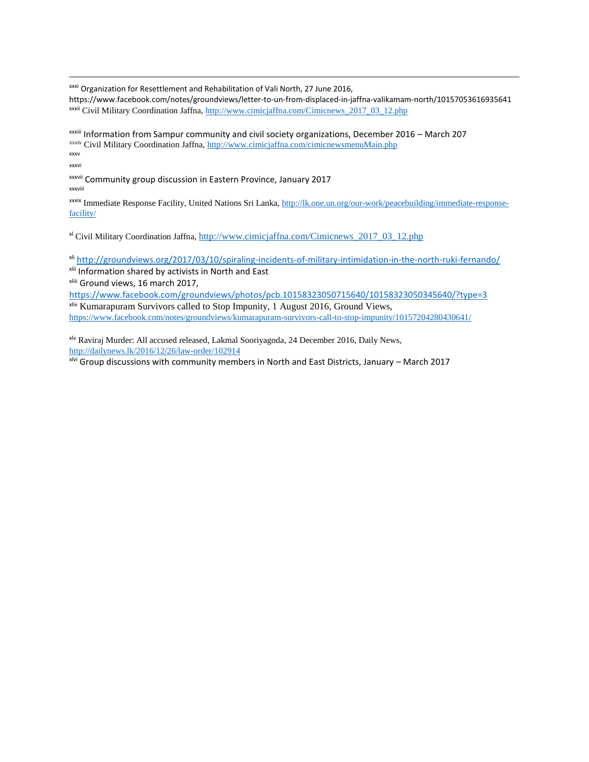---

[xxxi] Organization for Resettlement and Rehabilitation of Vali North, 27 June 2016, https://www.facebook.com/notes/groundviews/letter-to-un-from-displaced-in-jaffna-valikamam-north/10157053616935641

[xxxii] Civil Military Coordination Jaffna, http://www.cimicjaffna.com/Cimicnews_2017_03_12.php

[xxxiii] Information from Sampur community and civil society organizations, December 2016 – March 207

[xxxiv] Civil Military Coordination Jaffna, http://www.cimicjaffna.com/cimicnewsmenuMain.php

[xxxv]

[xxxvi]

[xxxvii] Community group discussion in Eastern Province, January 2017

[xxxviii]

[xxxix] Immediate Response Facility, United Nations Sri Lanka, http://lk.one.un.org/our-work/peacebuilding/immediate-response-facility/

[xl] Civil Military Coordination Jaffna, http://www.cimicjaffna.com/Cimicnews_2017_03_12.php

[xli] http://groundviews.org/2017/03/10/spiraling-incidents-of-military-intimidation-in-the-north-ruki-fernando/

[xlii] Information shared by activists in North and East

[xliii] Ground views, 16 march 2017, https://www.facebook.com/groundviews/photos/pcb.10158323050715640/10158323050345640/?type=3

[xliv] Kumarapuram Survivors called to Stop Impunity, 1 August 2016, Ground Views, https://www.facebook.com/notes/groundviews/kumarapuram-survivors-call-to-stop-impunity/10157204280430641/

[xlv] Raviraj Murder: All accused released, Lakmal Sooriyagoda, 24 December 2016, Daily News, http://dailynews.lk/2016/12/26/law-order/102914

[xlvi] Group discussions with community members in North and East Districts, January – March 2017